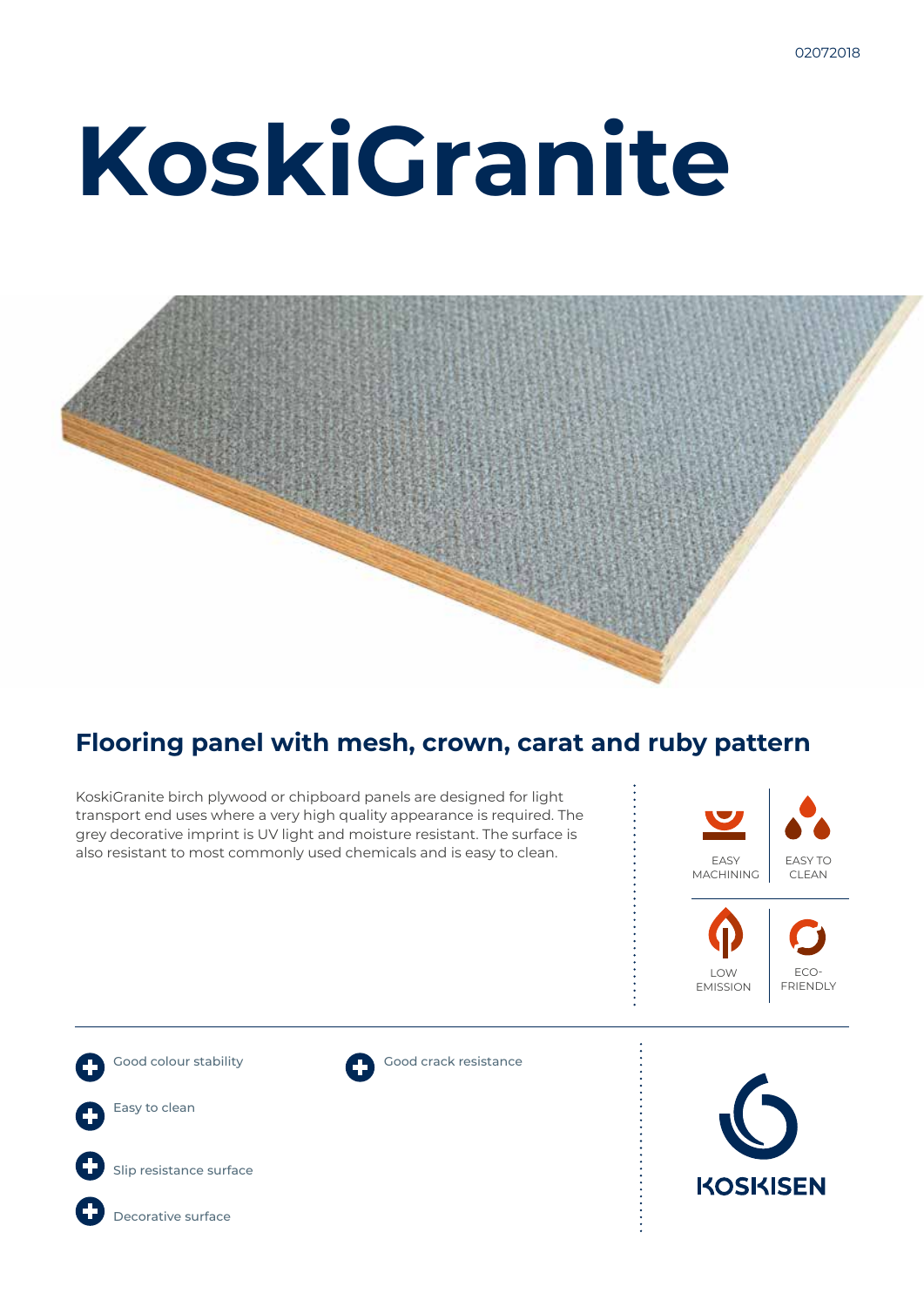02072018

# KoskiGranite

## Flooring panel with mesh, crown, carat and ruby pattern

KoskiGranite birch plywood or chipboard panels are designed for light transport end uses where a very high quality appearance is required. The grey decorative imprint is UV light and moisture resistant. The surface is also resistant to most commonly used chemicals and is easy to clean.

EASY MACHINING

EASY TO CLEAN

LOW EMISSION

ECO-FRIENDLY

- Good colour stability
- Easy to clean
- Slip resistance surface
- Decorative surface
- Good crack resistance

KOSKISEN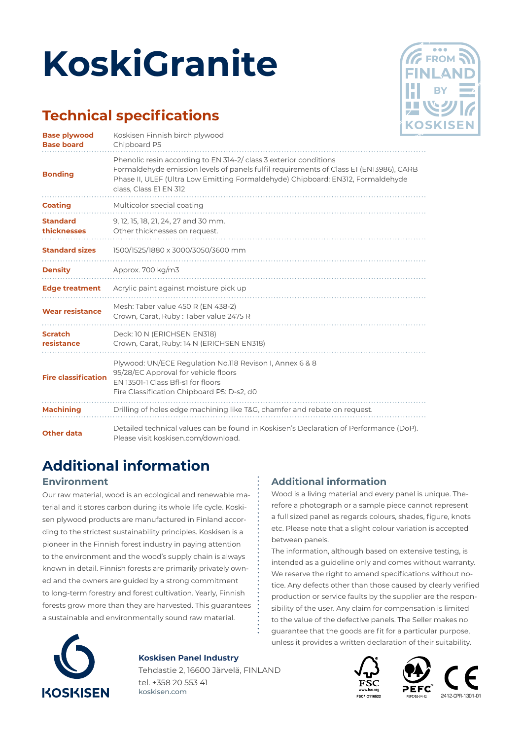# KoskiGranite

## Technical specifications

| | |
|---|---|
| **Base plywood**<br>**Base board** | Koskisen Finnish birch plywood<br>Chipboard P5 |
| **Bonding** | Phenolic resin according to EN 314-2/ class 3 exterior conditions<br>Formaldehyde emission levels of panels fulfil requirements of Class E1 (EN13986), CARB Phase II, ULEF (Ultra Low Emitting Formaldehyde) Chipboard: EN312, Formaldehyde class, Class E1 EN 312 |
| **Coating** | Multicolor special coating |
| **Standard thicknesses** | 9, 12, 15, 18, 21, 24, 27 and 30 mm.<br>Other thicknesses on request. |
| **Standard sizes** | 1500/1525/1880 x 3000/3050/3600 mm |
| **Density** | Approx. 700 kg/m3 |
| **Edge treatment** | Acrylic paint against moisture pick up |
| **Wear resistance** | Mesh: Taber value 450 R (EN 438-2)<br>Crown, Carat, Ruby : Taber value 2475 R |
| **Scratch resistance** | Deck: 10 N (ERICHSEN EN318)<br>Crown, Carat, Ruby: 14 N (ERICHSEN EN318) |
| **Fire classification** | Plywood: UN/ECE Regulation No.118 Revison I, Annex 6 & 8<br>95/28/EC Approval for vehicle floors<br>EN 13501-1 Class Bfl-s1 for floors<br>Fire Classification Chipboard P5: D-s2, d0 |
| **Machining** | Drilling of holes edge machining like T&G, chamfer and rebate on request. |
| **Other data** | Detailed technical values can be found in Koskisen's Declaration of Performance (DoP).<br>Please visit koskisen.com/download. |

## Additional information

### Environment

Our raw material, wood is an ecological and renewable material and it stores carbon during its whole life cycle. Koskisen plywood products are manufactured in Finland according to the strictest sustainability principles. Koskisen is a pioneer in the Finnish forest industry in paying attention to the environment and the wood's supply chain is always known in detail. Finnish forests are primarily privately owned and the owners are guided by a strong commitment to long-term forestry and forest cultivation. Yearly, Finnish forests grow more than they are harvested. This guarantees a sustainable and environmentally sound raw material.

### Additional information

Wood is a living material and every panel is unique. Therefore a photograph or a sample piece cannot represent a full sized panel as regards colours, shades, figure, knots etc. Please note that a slight colour variation is accepted between panels.

The information, although based on extensive testing, is intended as a guideline only and comes without warranty. We reserve the right to amend specifications without notice. Any defects other than those caused by clearly verified production or service faults by the supplier are the responsibility of the user. Any claim for compensation is limited to the value of the defective panels. The Seller makes no guarantee that the goods are fit for a particular purpose, unless it provides a written declaration of their suitability.

**Koskisen Panel Industry**
Tehdastie 2, 16600 Järvelä, FINLAND
tel. +358 20 553 41
koskisen.com

FSC® C116522 · PEFC/02-34-12 · 2412-CPR-1301-01